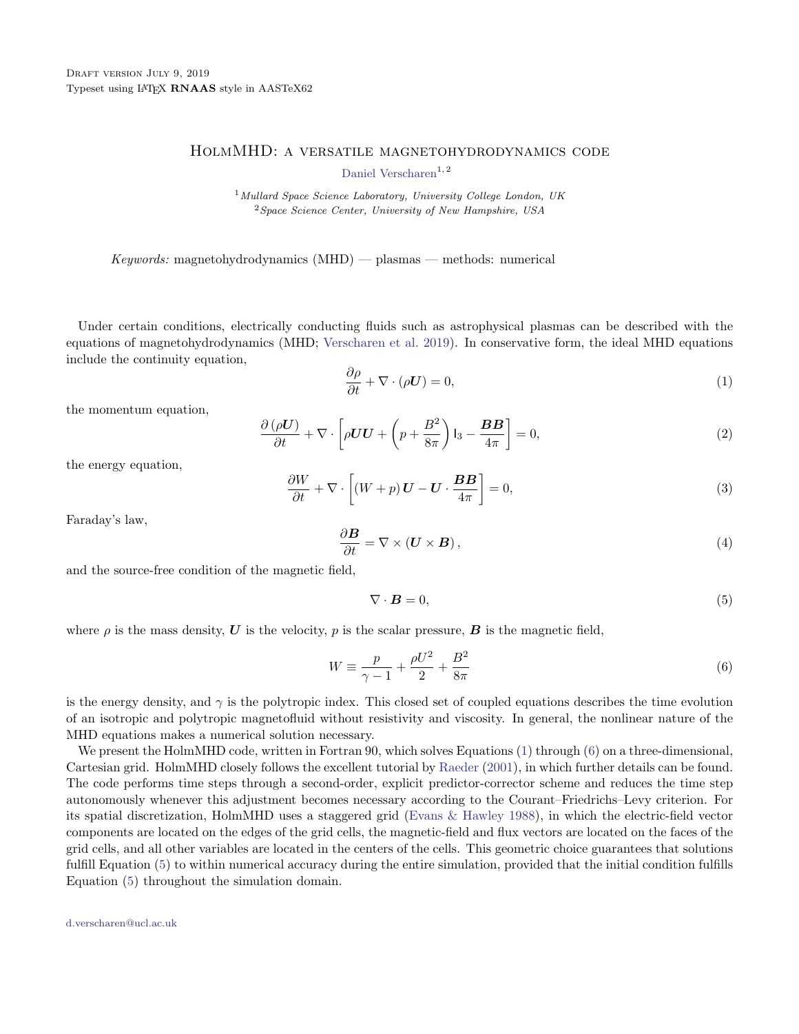# HolmMHD: a versatile magnetohydrodynamics code

Daniel Verscharen[1,2]

[1] *Mullard Space Science Laboratory, University College London, UK*
[2] *Space Science Center, University of New Hampshire, USA*

*Keywords:* magnetohydrodynamics (MHD) — plasmas — methods: numerical

Under certain conditions, electrically conducting fluids such as astrophysical plasmas can be described with the equations of magnetohydrodynamics (MHD; Verscharen et al. 2019). In conservative form, the ideal MHD equations include the continuity equation,

$$\frac{\partial \rho}{\partial t} + \nabla \cdot (\rho \boldsymbol{U}) = 0, \tag{1}$$

the momentum equation,

$$\frac{\partial (\rho \boldsymbol{U})}{\partial t} + \nabla \cdot \left[ \rho \boldsymbol{U}\boldsymbol{U} + \left( p + \frac{B^2}{8\pi} \right) \mathsf{I}_3 - \frac{\boldsymbol{B}\boldsymbol{B}}{4\pi} \right] = 0, \tag{2}$$

the energy equation,

$$\frac{\partial W}{\partial t} + \nabla \cdot \left[ (W + p) \boldsymbol{U} - \boldsymbol{U} \cdot \frac{\boldsymbol{B}\boldsymbol{B}}{4\pi} \right] = 0, \tag{3}$$

Faraday's law,

$$\frac{\partial \boldsymbol{B}}{\partial t} = \nabla \times (\boldsymbol{U} \times \boldsymbol{B}), \tag{4}$$

and the source-free condition of the magnetic field,

$$\nabla \cdot \boldsymbol{B} = 0, \tag{5}$$

where $\rho$ is the mass density, $\boldsymbol{U}$ is the velocity, $p$ is the scalar pressure, $\boldsymbol{B}$ is the magnetic field,

$$W \equiv \frac{p}{\gamma - 1} + \frac{\rho U^2}{2} + \frac{B^2}{8\pi} \tag{6}$$

is the energy density, and $\gamma$ is the polytropic index. This closed set of coupled equations describes the time evolution of an isotropic and polytropic magnetofluid without resistivity and viscosity. In general, the nonlinear nature of the MHD equations makes a numerical solution necessary.

We present the HolmMHD code, written in Fortran 90, which solves Equations (1) through (6) on a three-dimensional, Cartesian grid. HolmMHD closely follows the excellent tutorial by Raeder (2001), in which further details can be found. The code performs time steps through a second-order, explicit predictor-corrector scheme and reduces the time step autonomously whenever this adjustment becomes necessary according to the Courant–Friedrichs–Levy criterion. For its spatial discretization, HolmMHD uses a staggered grid (Evans & Hawley 1988), in which the electric-field vector components are located on the edges of the grid cells, the magnetic-field and flux vectors are located on the faces of the grid cells, and all other variables are located in the centers of the cells. This geometric choice guarantees that solutions fulfill Equation (5) to within numerical accuracy during the entire simulation, provided that the initial condition fulfills Equation (5) throughout the simulation domain.

d.verscharen@ucl.ac.uk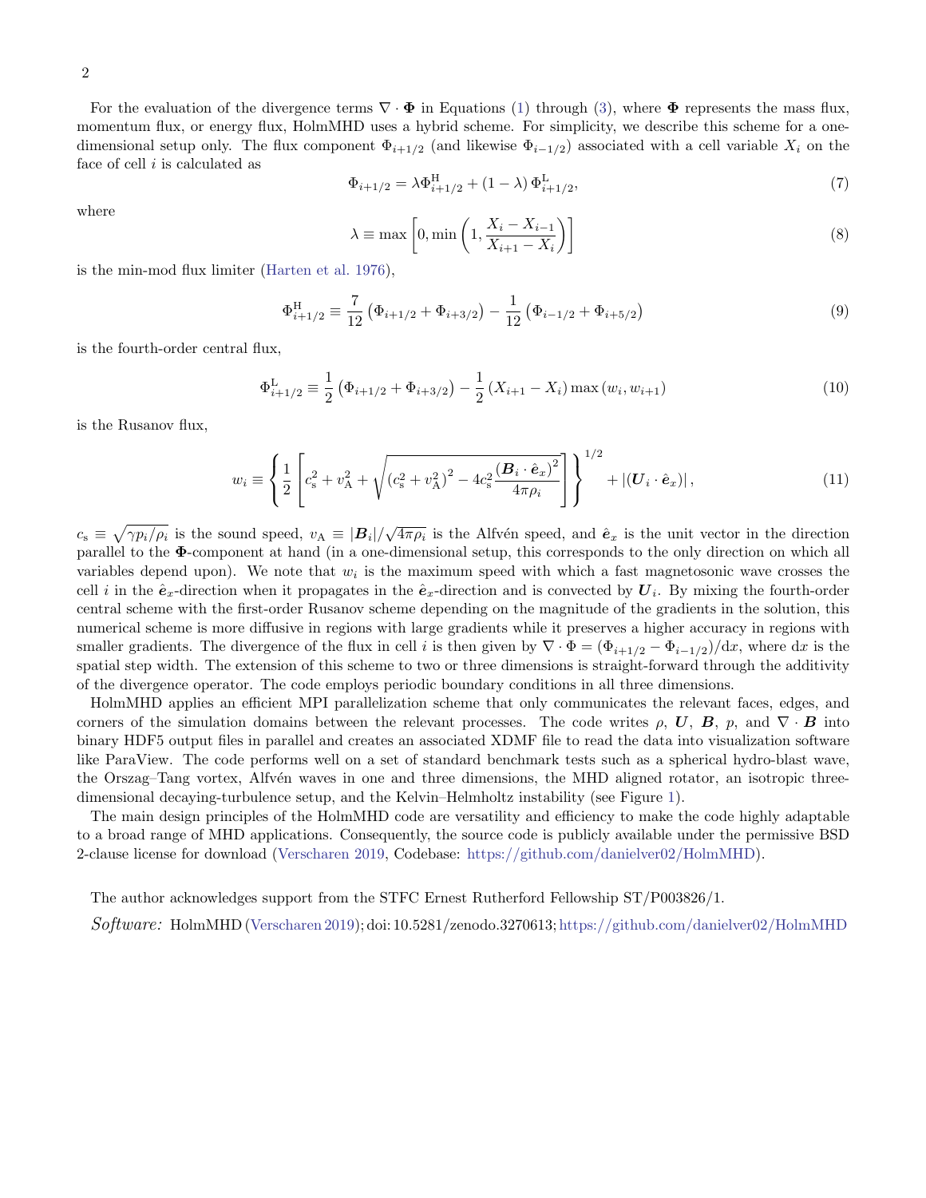For the evaluation of the divergence terms $\nabla \cdot \mathbf{\Phi}$ in Equations (1) through (3), where $\mathbf{\Phi}$ represents the mass flux, momentum flux, or energy flux, HolmMHD uses a hybrid scheme. For simplicity, we describe this scheme for a one-dimensional setup only. The flux component $\Phi_{i+1/2}$ (and likewise $\Phi_{i-1/2}$) associated with a cell variable $X_i$ on the face of cell $i$ is calculated as

$$\Phi_{i+1/2} = \lambda \Phi^{\mathrm{H}}_{i+1/2} + (1-\lambda)\,\Phi^{\mathrm{L}}_{i+1/2}, \tag{7}$$

where

$$\lambda \equiv \max\left[0, \min\left(1, \frac{X_i - X_{i-1}}{X_{i+1} - X_i}\right)\right] \tag{8}$$

is the min-mod flux limiter (Harten et al. 1976),

$$\Phi^{\mathrm{H}}_{i+1/2} \equiv \frac{7}{12}\left(\Phi_{i+1/2} + \Phi_{i+3/2}\right) - \frac{1}{12}\left(\Phi_{i-1/2} + \Phi_{i+5/2}\right) \tag{9}$$

is the fourth-order central flux,

$$\Phi^{\mathrm{L}}_{i+1/2} \equiv \frac{1}{2}\left(\Phi_{i+1/2} + \Phi_{i+3/2}\right) - \frac{1}{2}\left(X_{i+1} - X_i\right)\max\left(w_i, w_{i+1}\right) \tag{10}$$

is the Rusanov flux,

$$w_i \equiv \left\{\frac{1}{2}\left[c_{\mathrm{s}}^2 + v_{\mathrm{A}}^2 + \sqrt{\left(c_{\mathrm{s}}^2 + v_{\mathrm{A}}^2\right)^2 - 4c_{\mathrm{s}}^2\frac{\left(\boldsymbol{B}_i\cdot\hat{\boldsymbol{e}}_x\right)^2}{4\pi\rho_i}}\right]\right\}^{1/2} + \left|\left(\boldsymbol{U}_i\cdot\hat{\boldsymbol{e}}_x\right)\right|, \tag{11}$$

$c_{\mathrm{s}} \equiv \sqrt{\gamma p_i/\rho_i}$ is the sound speed, $v_{\mathrm{A}} \equiv |\boldsymbol{B}_i|/\sqrt{4\pi\rho_i}$ is the Alfvén speed, and $\hat{\boldsymbol{e}}_x$ is the unit vector in the direction parallel to the $\mathbf{\Phi}$-component at hand (in a one-dimensional setup, this corresponds to the only direction on which all variables depend upon). We note that $w_i$ is the maximum speed with which a fast magnetosonic wave crosses the cell $i$ in the $\hat{\boldsymbol{e}}_x$-direction when it propagates in the $\hat{\boldsymbol{e}}_x$-direction and is convected by $\boldsymbol{U}_i$. By mixing the fourth-order central scheme with the first-order Rusanov scheme depending on the magnitude of the gradients in the solution, this numerical scheme is more diffusive in regions with large gradients while it preserves a higher accuracy in regions with smaller gradients. The divergence of the flux in cell $i$ is then given by $\nabla\cdot\Phi = (\Phi_{i+1/2} - \Phi_{i-1/2})/\mathrm{d}x$, where $\mathrm{d}x$ is the spatial step width. The extension of this scheme to two or three dimensions is straight-forward through the additivity of the divergence operator. The code employs periodic boundary conditions in all three dimensions.

HolmMHD applies an efficient MPI parallelization scheme that only communicates the relevant faces, edges, and corners of the simulation domains between the relevant processes. The code writes $\rho$, $\boldsymbol{U}$, $\boldsymbol{B}$, $p$, and $\nabla\cdot\boldsymbol{B}$ into binary HDF5 output files in parallel and creates an associated XDMF file to read the data into visualization software like ParaView. The code performs well on a set of standard benchmark tests such as a spherical hydro-blast wave, the Orszag–Tang vortex, Alfvén waves in one and three dimensions, the MHD aligned rotator, an isotropic three-dimensional decaying-turbulence setup, and the Kelvin–Helmholtz instability (see Figure 1).

The main design principles of the HolmMHD code are versatility and efficiency to make the code highly adaptable to a broad range of MHD applications. Consequently, the source code is publicly available under the permissive BSD 2-clause license for download (Verscharen 2019, Codebase: https://github.com/danielver02/HolmMHD).

The author acknowledges support from the STFC Ernest Rutherford Fellowship ST/P003826/1.

*Software:* HolmMHD (Verscharen 2019); doi: 10.5281/zenodo.3270613; https://github.com/danielver02/HolmMHD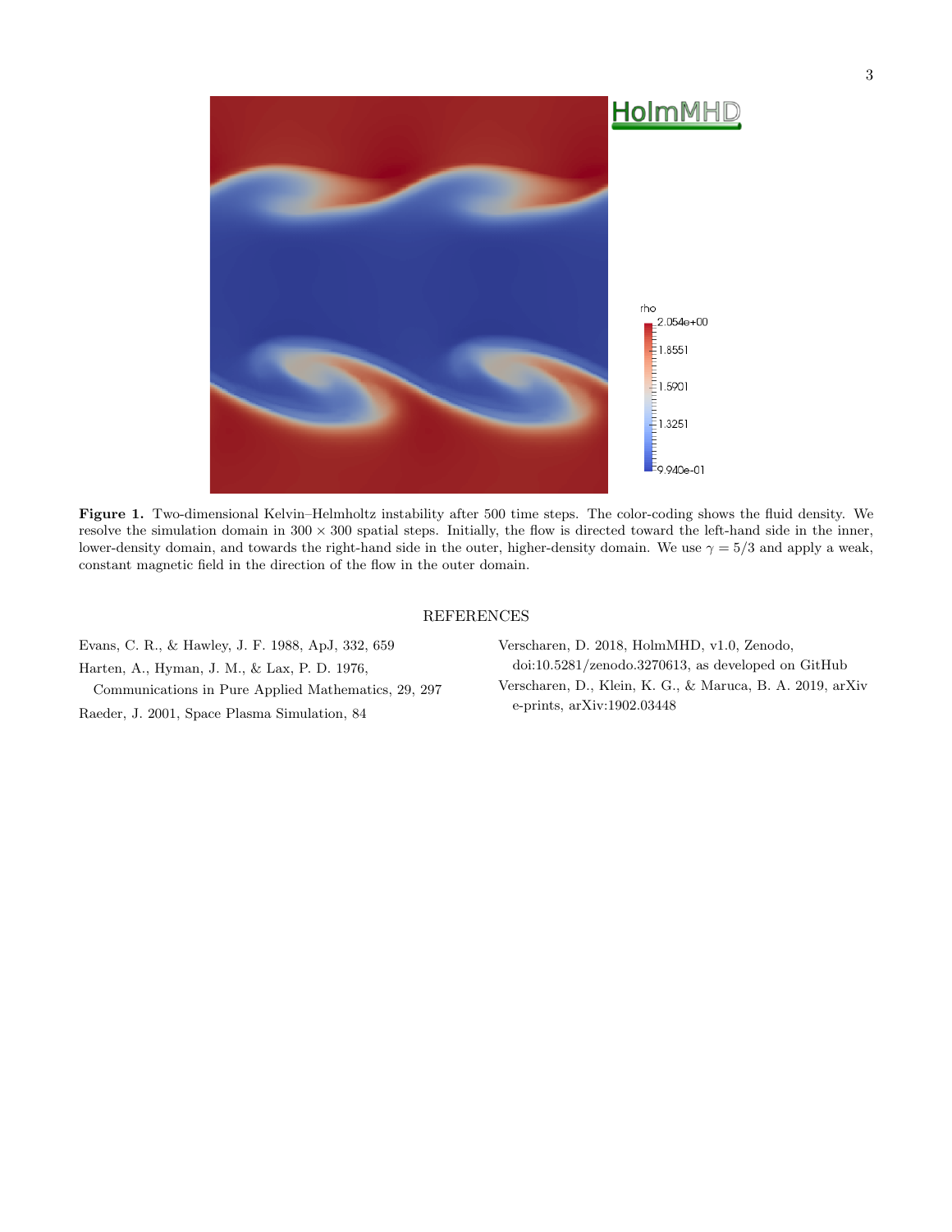HolmMHD

rho

2.054e+00

1.8551

1.5901

1.3251

9.940e-01

**Figure 1.** Two-dimensional Kelvin–Helmholtz instability after 500 time steps. The color-coding shows the fluid density. We resolve the simulation domain in $300 \times 300$ spatial steps. Initially, the flow is directed toward the left-hand side in the inner, lower-density domain, and towards the right-hand side in the outer, higher-density domain. We use $\gamma = 5/3$ and apply a weak, constant magnetic field in the direction of the flow in the outer domain.

## REFERENCES

Evans, C. R., & Hawley, J. F. 1988, ApJ, 332, 659

Harten, A., Hyman, J. M., & Lax, P. D. 1976, Communications in Pure Applied Mathematics, 29, 297

Raeder, J. 2001, Space Plasma Simulation, 84

Verscharen, D. 2018, HolmMHD, v1.0, Zenodo, doi:10.5281/zenodo.3270613, as developed on GitHub

Verscharen, D., Klein, K. G., & Maruca, B. A. 2019, arXiv e-prints, arXiv:1902.03448